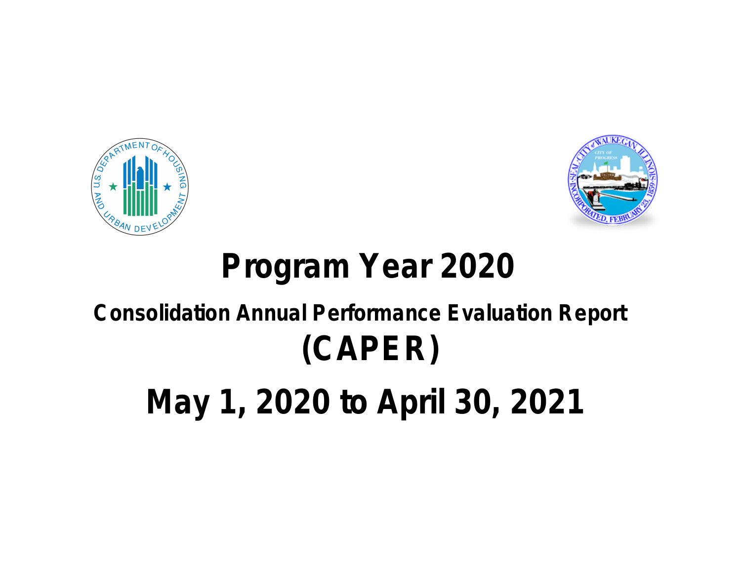# Program Year 2020

## Consolidation Annual Performance Evaluation Report (CAPER)

# May 1, 2020 to April 30, 2021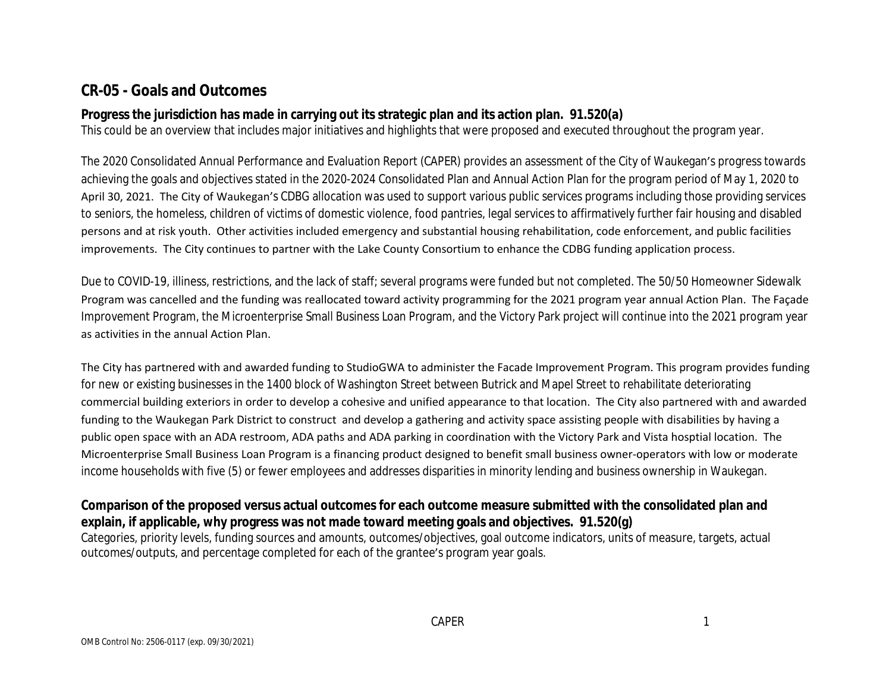## CR-05 - Goals and Outcomes

**Progress the jurisdiction has made in carrying out its strategic plan and its action plan. 91.520(a)**
This could be an overview that includes major initiatives and highlights that were proposed and executed throughout the program year.

The 2020 Consolidated Annual Performance and Evaluation Report (CAPER) provides an assessment of the City of Waukegan's progress towards achieving the goals and objectives stated in the 2020-2024 Consolidated Plan and Annual Action Plan for the program period of May 1, 2020 to April 30, 2021. The City of Waukegan's CDBG allocation was used to support various public services programs including those providing services to seniors, the homeless, children of victims of domestic violence, food pantries, legal services to affirmatively further fair housing and disabled persons and at risk youth. Other activities included emergency and substantial housing rehabilitation, code enforcement, and public facilities improvements. The City continues to partner with the Lake County Consortium to enhance the CDBG funding application process.

Due to COVID-19, illness, restrictions, and the lack of staff; several programs were funded but not completed. The 50/50 Homeowner Sidewalk Program was cancelled and the funding was reallocated toward activity programming for the 2021 program year annual Action Plan. The Façade Improvement Program, the Microenterprise Small Business Loan Program, and the Victory Park project will continue into the 2021 program year as activities in the annual Action Plan.

The City has partnered with and awarded funding to StudioGWA to administer the Facade Improvement Program. This program provides funding for new or existing businesses in the 1400 block of Washington Street between Butrick and Mapel Street to rehabilitate deteriorating commercial building exteriors in order to develop a cohesive and unified appearance to that location. The City also partnered with and awarded funding to the Waukegan Park District to construct and develop a gathering and activity space assisting people with disabilities by having a public open space with an ADA restroom, ADA paths and ADA parking in coordination with the Victory Park and Vista hosptial location. The Microenterprise Small Business Loan Program is a financing product designed to benefit small business owner-operators with low or moderate income households with five (5) or fewer employees and addresses disparities in minority lending and business ownership in Waukegan.

**Comparison of the proposed versus actual outcomes for each outcome measure submitted with the consolidated plan and explain, if applicable, why progress was not made toward meeting goals and objectives. 91.520(g)**
Categories, priority levels, funding sources and amounts, outcomes/objectives, goal outcome indicators, units of measure, targets, actual outcomes/outputs, and percentage completed for each of the grantee's program year goals.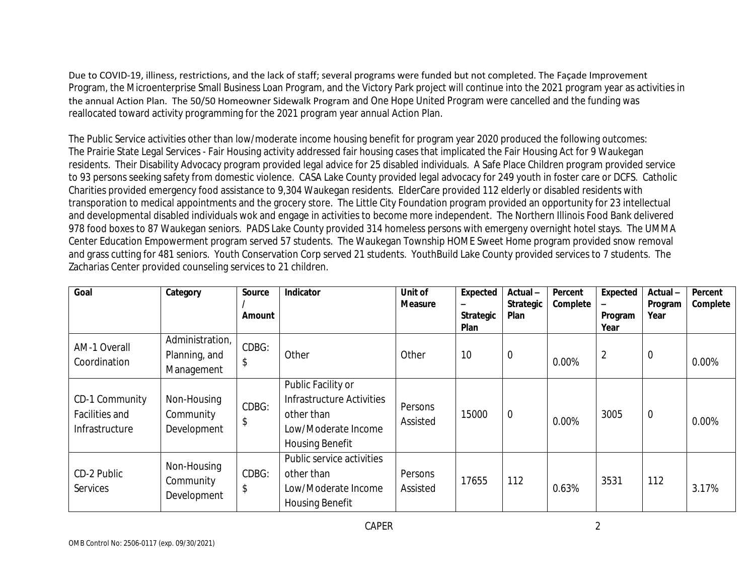Due to COVID-19, illness, restrictions, and the lack of staff; several programs were funded but not completed. The Façade Improvement Program, the Microenterprise Small Business Loan Program, and the Victory Park project will continue into the 2021 program year as activities in the annual Action Plan. The 50/50 Homeowner Sidewalk Program and One Hope United Program were cancelled and the funding was reallocated toward activity programming for the 2021 program year annual Action Plan.

The Public Service activities other than low/moderate income housing benefit for program year 2020 produced the following outcomes: The Prairie State Legal Services - Fair Housing activity addressed fair housing cases that implicated the Fair Housing Act for 9 Waukegan residents. Their Disability Advocacy program provided legal advice for 25 disabled individuals. A Safe Place Children program provided service to 93 persons seeking safety from domestic violence. CASA Lake County provided legal advocacy for 249 youth in foster care or DCFS. Catholic Charities provided emergency food assistance to 9,304 Waukegan residents. ElderCare provided 112 elderly or disabled residents with transporation to medical appointments and the grocery store. The Little City Foundation program provided an opportunity for 23 intellectual and developmental disabled individuals wok and engage in activities to become more independent. The Northern Illinois Food Bank delivered 978 food boxes to 87 Waukegan seniors. PADS Lake County provided 314 homeless persons with emergeny overnight hotel stays. The UMMA Center Education Empowerment program served 57 students. The Waukegan Township HOME Sweet Home program provided snow removal and grass cutting for 481 seniors. Youth Conservation Corp served 21 students. YouthBuild Lake County provided services to 7 students. The Zacharias Center provided counseling services to 21 children.

| Goal | Category | Source / Amount | Indicator | Unit of Measure | Expected – Strategic Plan | Actual – Strategic Plan | Percent Complete | Expected – Program Year | Actual – Program Year | Percent Complete |
|---|---|---|---|---|---|---|---|---|---|---|
| AM-1 Overall Coordination | Administration, Planning, and Management | CDBG: $ | Other | Other | 10 | 0 | 0.00% | 2 | 0 | 0.00% |
| CD-1 Community Facilities and Infrastructure | Non-Housing Community Development | CDBG: $ | Public Facility or Infrastructure Activities other than Low/Moderate Income Housing Benefit | Persons Assisted | 15000 | 0 | 0.00% | 3005 | 0 | 0.00% |
| CD-2 Public Services | Non-Housing Community Development | CDBG: $ | Public service activities other than Low/Moderate Income Housing Benefit | Persons Assisted | 17655 | 112 | 0.63% | 3531 | 112 | 3.17% |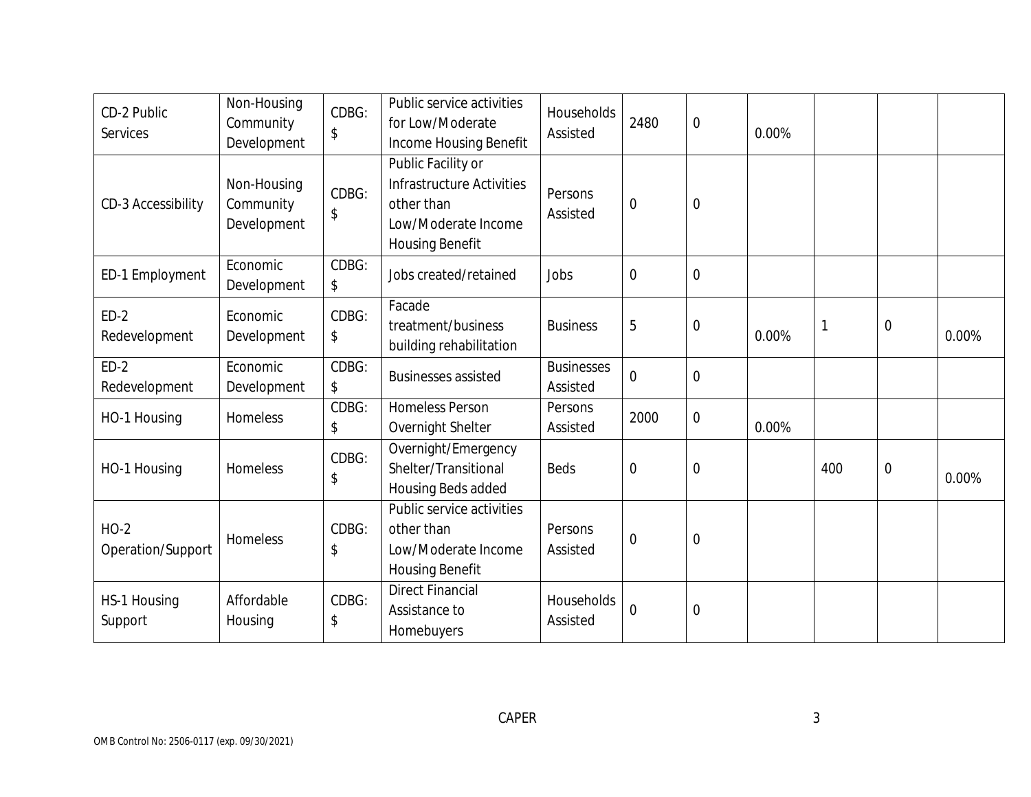| CD-2 Public Services | Non-Housing Community Development | CDBG: $ | Public service activities for Low/Moderate Income Housing Benefit | Households Assisted | 2480 | 0 | 0.00% | | | |
|---|---|---|---|---|---|---|---|---|---|---|
| CD-3 Accessibility | Non-Housing Community Development | CDBG: $ | Public Facility or Infrastructure Activities other than Low/Moderate Income Housing Benefit | Persons Assisted | 0 | 0 | | | | |
| ED-1 Employment | Economic Development | CDBG: $ | Jobs created/retained | Jobs | 0 | 0 | | | | |
| ED-2 Redevelopment | Economic Development | CDBG: $ | Facade treatment/business building rehabilitation | Business | 5 | 0 | 0.00% | 1 | 0 | 0.00% |
| ED-2 Redevelopment | Economic Development | CDBG: $ | Businesses assisted | Businesses Assisted | 0 | 0 | | | | |
| HO-1 Housing | Homeless | CDBG: $ | Homeless Person Overnight Shelter | Persons Assisted | 2000 | 0 | 0.00% | | | |
| HO-1 Housing | Homeless | CDBG: $ | Overnight/Emergency Shelter/Transitional Housing Beds added | Beds | 0 | 0 | | 400 | 0 | 0.00% |
| HO-2 Operation/Support | Homeless | CDBG: $ | Public service activities other than Low/Moderate Income Housing Benefit | Persons Assisted | 0 | 0 | | | | |
| HS-1 Housing Support | Affordable Housing | CDBG: $ | Direct Financial Assistance to Homebuyers | Households Assisted | 0 | 0 | | | | |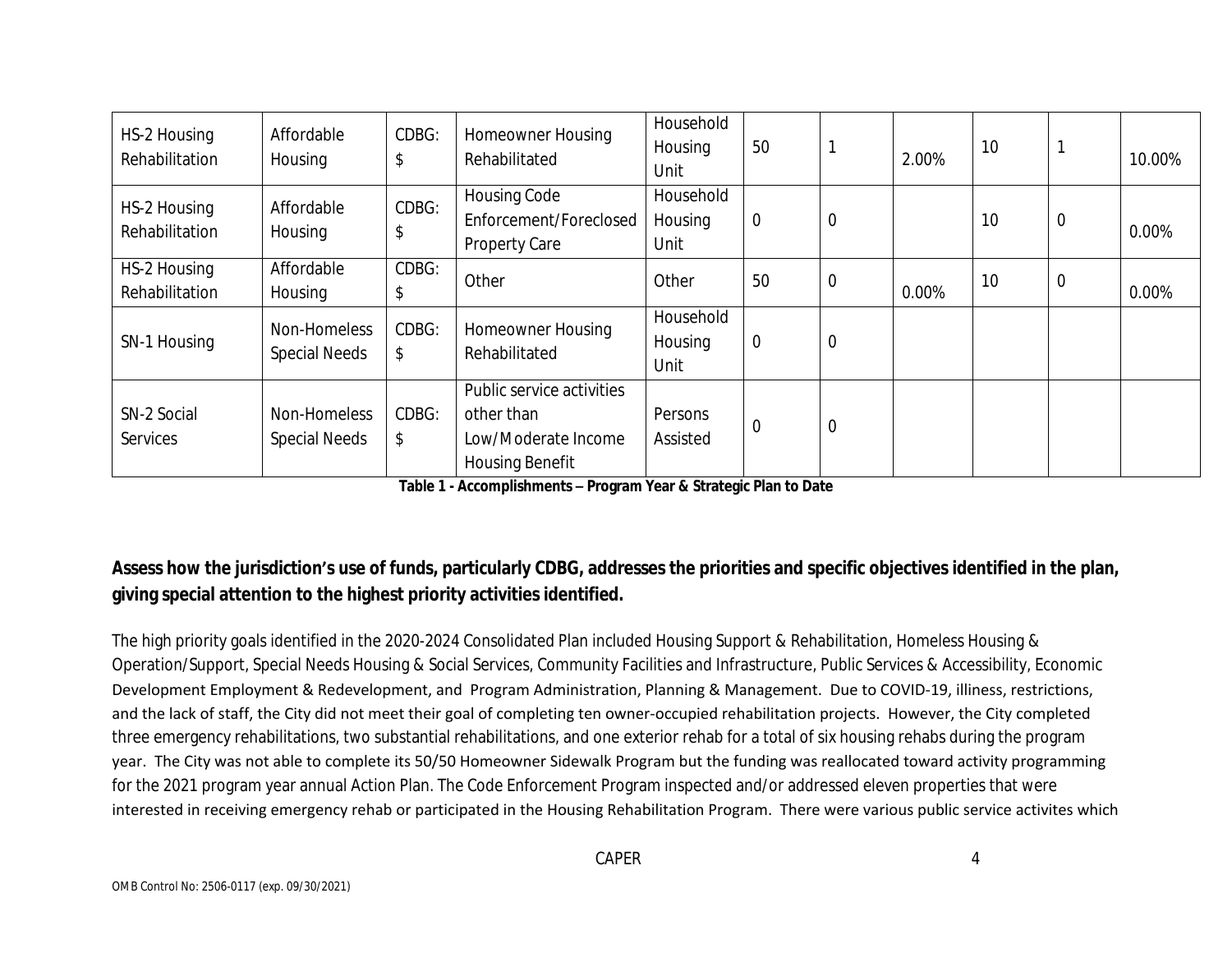| | | | | | | | | | | |
|---|---|---|---|---|---|---|---|---|---|---|
| HS-2 Housing Rehabilitation | Affordable Housing | CDBG: $ | Homeowner Housing Rehabilitated | Household Housing Unit | 50 | 1 | 2.00% | 10 | 1 | 10.00% |
| HS-2 Housing Rehabilitation | Affordable Housing | CDBG: $ | Housing Code Enforcement/Foreclosed Property Care | Household Housing Unit | 0 | 0 | | 10 | 0 | 0.00% |
| HS-2 Housing Rehabilitation | Affordable Housing | CDBG: $ | Other | Other | 50 | 0 | 0.00% | 10 | 0 | 0.00% |
| SN-1 Housing | Non-Homeless Special Needs | CDBG: $ | Homeowner Housing Rehabilitated | Household Housing Unit | 0 | 0 | | | | |
| SN-2 Social Services | Non-Homeless Special Needs | CDBG: $ | Public service activities other than Low/Moderate Income Housing Benefit | Persons Assisted | 0 | 0 | | | | |

**Table 1 - Accomplishments – Program Year & Strategic Plan to Date**

**Assess how the jurisdiction's use of funds, particularly CDBG, addresses the priorities and specific objectives identified in the plan, giving special attention to the highest priority activities identified.**

The high priority goals identified in the 2020-2024 Consolidated Plan included Housing Support & Rehabilitation, Homeless Housing & Operation/Support, Special Needs Housing & Social Services, Community Facilities and Infrastructure, Public Services & Accessibility, Economic Development Employment & Redevelopment, and Program Administration, Planning & Management. Due to COVID-19, illness, restrictions, and the lack of staff, the City did not meet their goal of completing ten owner-occupied rehabilitation projects. However, the City completed three emergency rehabilitations, two substantial rehabilitations, and one exterior rehab for a total of six housing rehabs during the program year. The City was not able to complete its 50/50 Homeowner Sidewalk Program but the funding was reallocated toward activity programming for the 2021 program year annual Action Plan. The Code Enforcement Program inspected and/or addressed eleven properties that were interested in receiving emergency rehab or participated in the Housing Rehabilitation Program. There were various public service activites which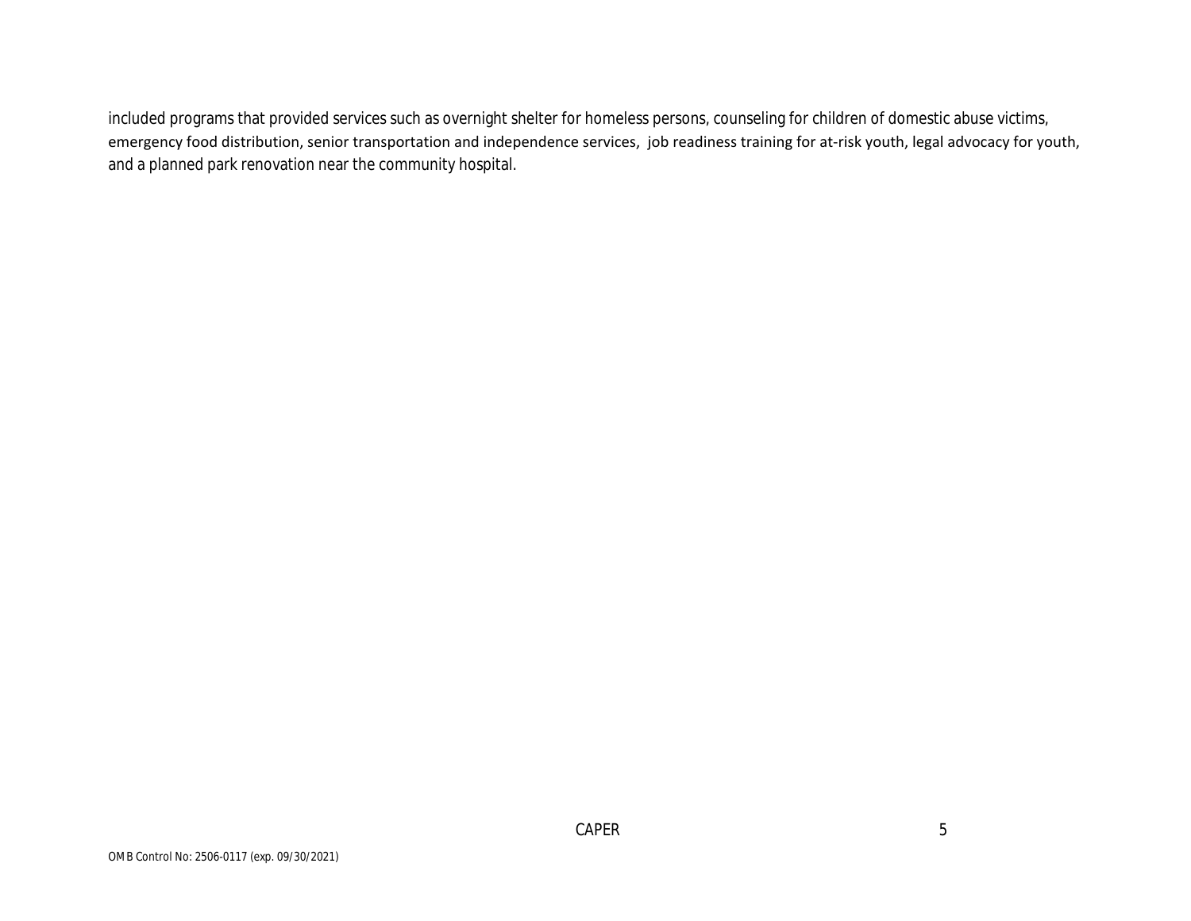included programs that provided services such as overnight shelter for homeless persons, counseling for children of domestic abuse victims, emergency food distribution, senior transportation and independence services, job readiness training for at-risk youth, legal advocacy for youth, and a planned park renovation near the community hospital.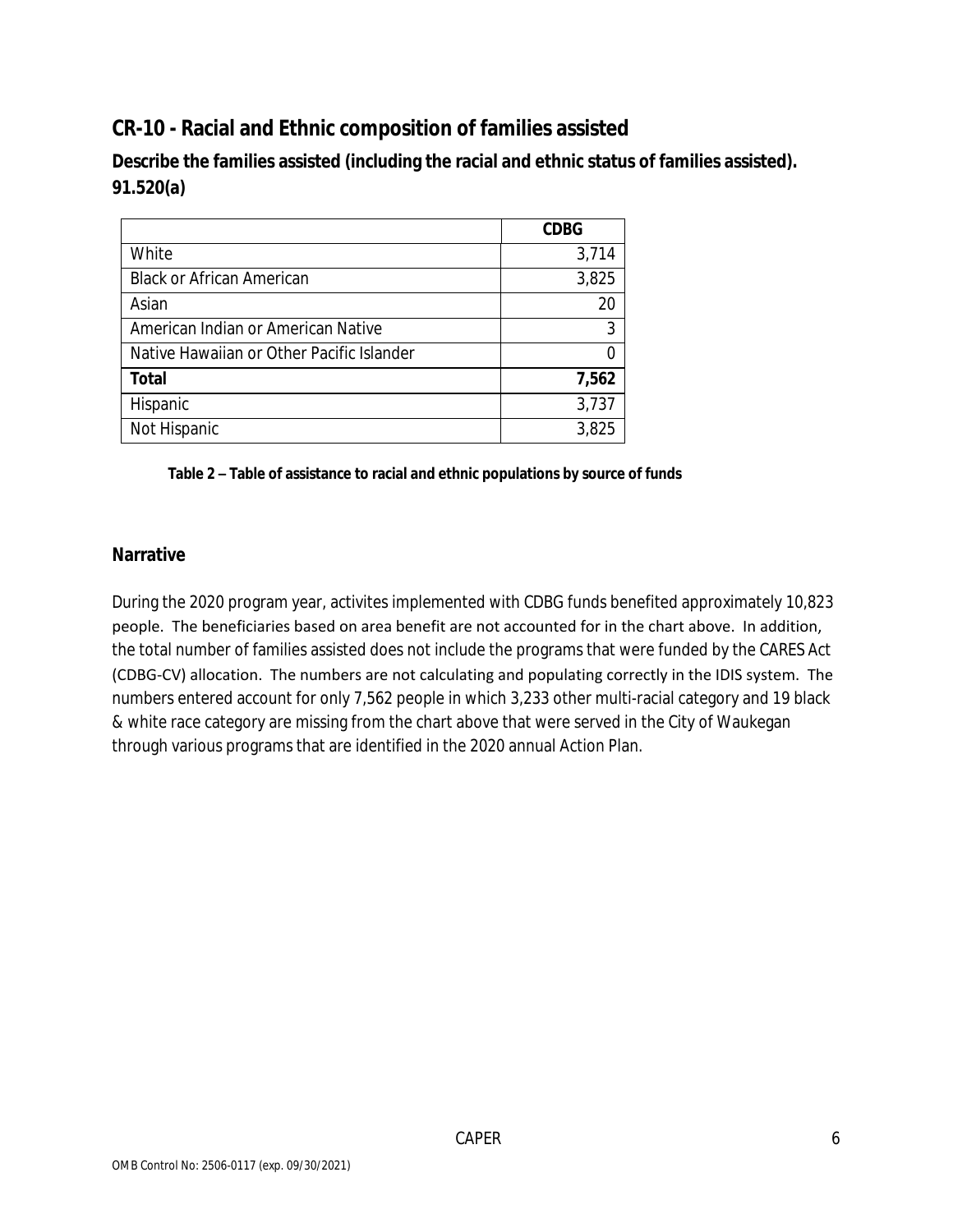## CR-10 - Racial and Ethnic composition of families assisted

**Describe the families assisted (including the racial and ethnic status of families assisted). 91.520(a)**

| | CDBG |
|---|---:|
| White | 3,714 |
| Black or African American | 3,825 |
| Asian | 20 |
| American Indian or American Native | 3 |
| Native Hawaiian or Other Pacific Islander | 0 |
| **Total** | **7,562** |
| Hispanic | 3,737 |
| Not Hispanic | 3,825 |

**Table 2 – Table of assistance to racial and ethnic populations by source of funds**

### Narrative

During the 2020 program year, activites implemented with CDBG funds benefited approximately 10,823 people. The beneficiaries based on area benefit are not accounted for in the chart above. In addition, the total number of families assisted does not include the programs that were funded by the CARES Act (CDBG-CV) allocation. The numbers are not calculating and populating correctly in the IDIS system. The numbers entered account for only 7,562 people in which 3,233 other multi-racial category and 19 black & white race category are missing from the chart above that were served in the City of Waukegan through various programs that are identified in the 2020 annual Action Plan.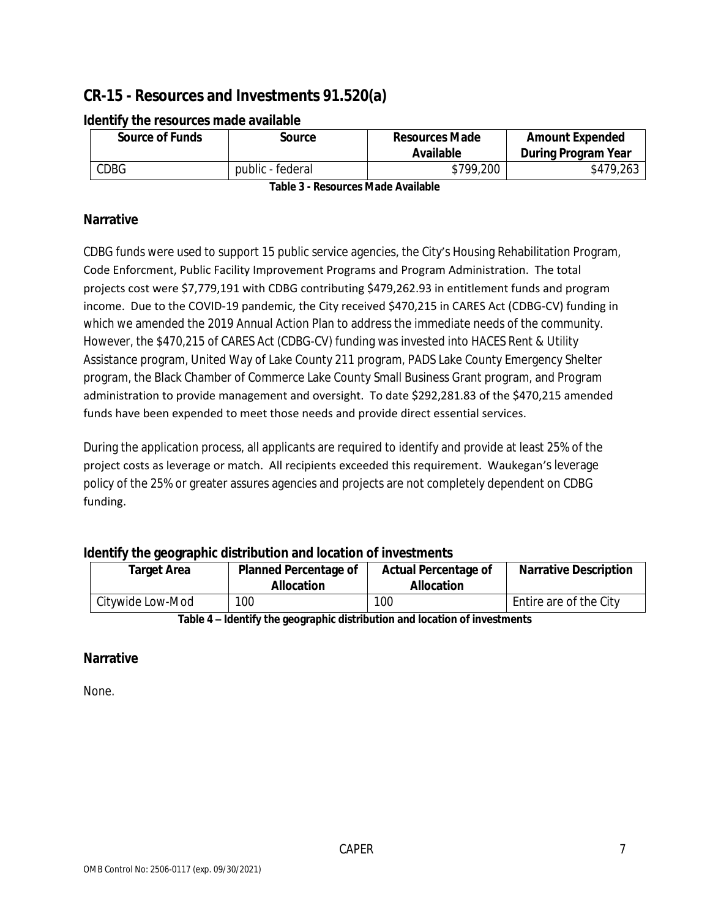## CR-15 - Resources and Investments 91.520(a)

### Identify the resources made available

| Source of Funds | Source | Resources Made Available | Amount Expended During Program Year |
|---|---|---|---|
| CDBG | public - federal | $799,200 | $479,263 |

**Table 3 - Resources Made Available**

### Narrative

CDBG funds were used to support 15 public service agencies, the City's Housing Rehabilitation Program, Code Enforcment, Public Facility Improvement Programs and Program Administration. The total projects cost were $7,779,191 with CDBG contributing $479,262.93 in entitlement funds and program income. Due to the COVID-19 pandemic, the City received $470,215 in CARES Act (CDBG-CV) funding in which we amended the 2019 Annual Action Plan to address the immediate needs of the community. However, the $470,215 of CARES Act (CDBG-CV) funding was invested into HACES Rent & Utility Assistance program, United Way of Lake County 211 program, PADS Lake County Emergency Shelter program, the Black Chamber of Commerce Lake County Small Business Grant program, and Program administration to provide management and oversight. To date $292,281.83 of the $470,215 amended funds have been expended to meet those needs and provide direct essential services.

During the application process, all applicants are required to identify and provide at least 25% of the project costs as leverage or match. All recipients exceeded this requirement. Waukegan's leverage policy of the 25% or greater assures agencies and projects are not completely dependent on CDBG funding.

### Identify the geographic distribution and location of investments

| Target Area | Planned Percentage of Allocation | Actual Percentage of Allocation | Narrative Description |
|---|---|---|---|
| Citywide Low-Mod | 100 | 100 | Entire are of the City |

**Table 4 – Identify the geographic distribution and location of investments**

### Narrative

None.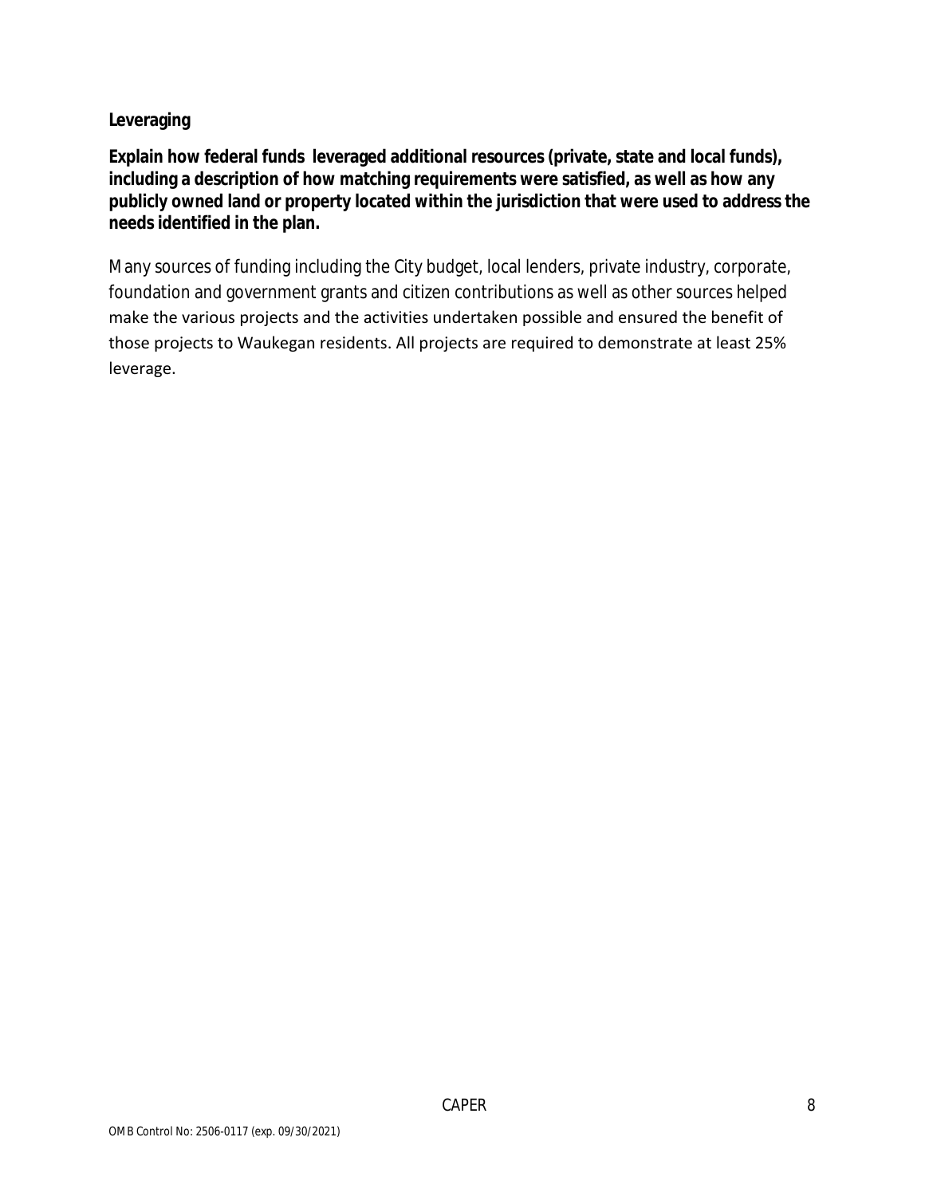**Leveraging**

**Explain how federal funds leveraged additional resources (private, state and local funds), including a description of how matching requirements were satisfied, as well as how any publicly owned land or property located within the jurisdiction that were used to address the needs identified in the plan.**

Many sources of funding including the City budget, local lenders, private industry, corporate, foundation and government grants and citizen contributions as well as other sources helped make the various projects and the activities undertaken possible and ensured the benefit of those projects to Waukegan residents. All projects are required to demonstrate at least 25% leverage.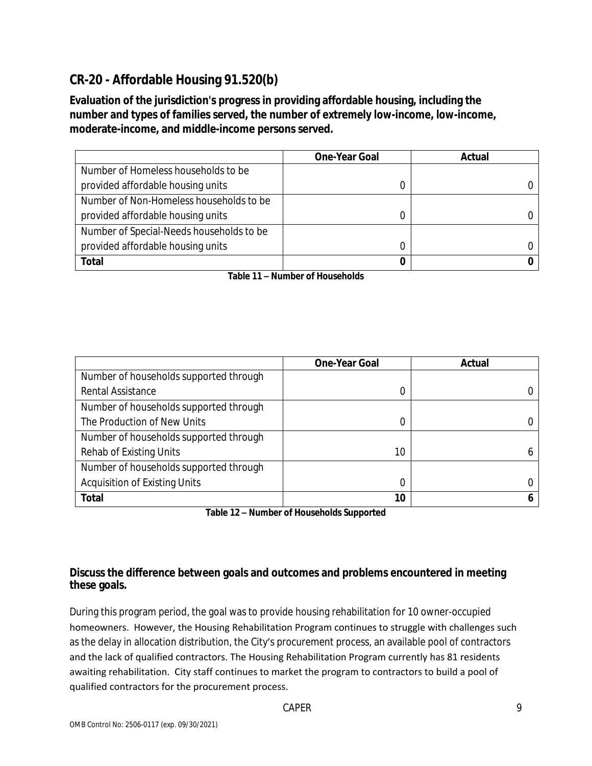## CR-20 - Affordable Housing 91.520(b)

**Evaluation of the jurisdiction's progress in providing affordable housing, including the number and types of families served, the number of extremely low-income, low-income, moderate-income, and middle-income persons served.**

| | One-Year Goal | Actual |
|---|---|---|
| Number of Homeless households to be provided affordable housing units | 0 | 0 |
| Number of Non-Homeless households to be provided affordable housing units | 0 | 0 |
| Number of Special-Needs households to be provided affordable housing units | 0 | 0 |
| **Total** | **0** | **0** |

**Table 11 – Number of Households**

| | One-Year Goal | Actual |
|---|---|---|
| Number of households supported through Rental Assistance | 0 | 0 |
| Number of households supported through The Production of New Units | 0 | 0 |
| Number of households supported through Rehab of Existing Units | 10 | 6 |
| Number of households supported through Acquisition of Existing Units | 0 | 0 |
| **Total** | **10** | **6** |

**Table 12 – Number of Households Supported**

**Discuss the difference between goals and outcomes and problems encountered in meeting these goals.**

During this program period, the goal was to provide housing rehabilitation for 10 owner-occupied homeowners. However, the Housing Rehabilitation Program continues to struggle with challenges such as the delay in allocation distribution, the City's procurement process, an available pool of contractors and the lack of qualified contractors. The Housing Rehabilitation Program currently has 81 residents awaiting rehabilitation. City staff continues to market the program to contractors to build a pool of qualified contractors for the procurement process.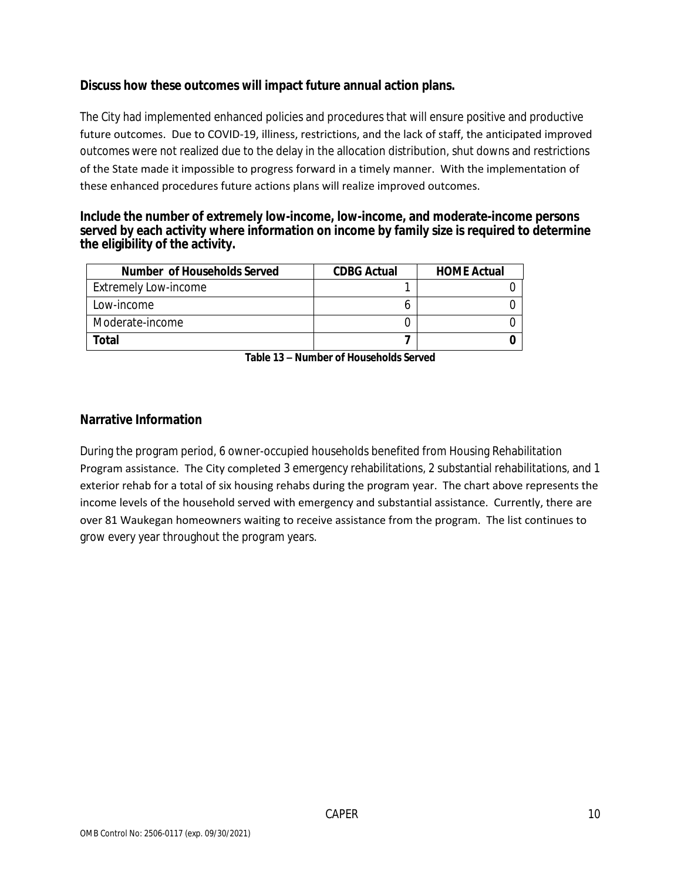**Discuss how these outcomes will impact future annual action plans.**

The City had implemented enhanced policies and procedures that will ensure positive and productive future outcomes. Due to COVID-19, illiness, restrictions, and the lack of staff, the anticipated improved outcomes were not realized due to the delay in the allocation distribution, shut downs and restrictions of the State made it impossible to progress forward in a timely manner. With the implementation of these enhanced procedures future actions plans will realize improved outcomes.

**Include the number of extremely low-income, low-income, and moderate-income persons served by each activity where information on income by family size is required to determine the eligibility of the activity.**

| Number of Households Served | CDBG Actual | HOME Actual |
|---|---|---|
| Extremely Low-income | 1 | 0 |
| Low-income | 6 | 0 |
| Moderate-income | 0 | 0 |
| **Total** | **7** | **0** |

**Table 13 – Number of Households Served**

## Narrative Information

During the program period, 6 owner-occupied households benefited from Housing Rehabilitation Program assistance. The City completed 3 emergency rehabilitations, 2 substantial rehabilitations, and 1 exterior rehab for a total of six housing rehabs during the program year. The chart above represents the income levels of the household served with emergency and substantial assistance. Currently, there are over 81 Waukegan homeowners waiting to receive assistance from the program. The list continues to grow every year throughout the program years.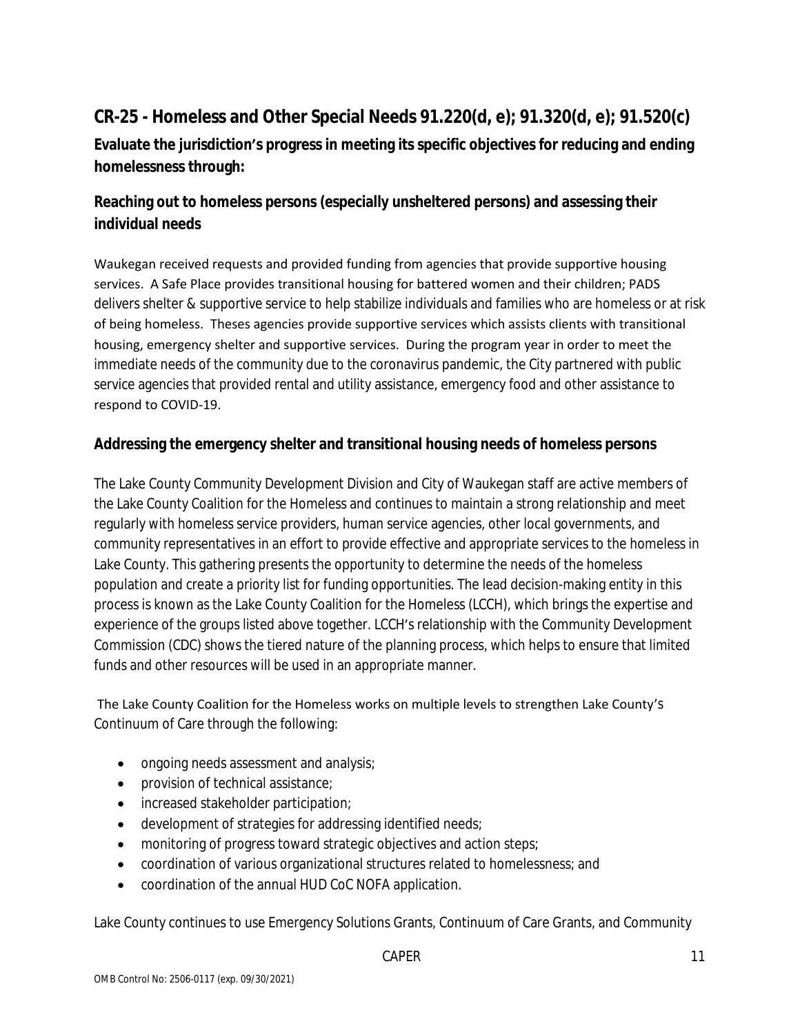## CR-25 - Homeless and Other Special Needs 91.220(d, e); 91.320(d, e); 91.520(c)

**Evaluate the jurisdiction's progress in meeting its specific objectives for reducing and ending homelessness through:**

### Reaching out to homeless persons (especially unsheltered persons) and assessing their individual needs

Waukegan received requests and provided funding from agencies that provide supportive housing services. A Safe Place provides transitional housing for battered women and their children; PADS delivers shelter & supportive service to help stabilize individuals and families who are homeless or at risk of being homeless. Theses agencies provide supportive services which assists clients with transitional housing, emergency shelter and supportive services. During the program year in order to meet the immediate needs of the community due to the coronavirus pandemic, the City partnered with public service agencies that provided rental and utility assistance, emergency food and other assistance to respond to COVID-19.

### Addressing the emergency shelter and transitional housing needs of homeless persons

The Lake County Community Development Division and City of Waukegan staff are active members of the Lake County Coalition for the Homeless and continues to maintain a strong relationship and meet regularly with homeless service providers, human service agencies, other local governments, and community representatives in an effort to provide effective and appropriate services to the homeless in Lake County. This gathering presents the opportunity to determine the needs of the homeless population and create a priority list for funding opportunities. The lead decision-making entity in this process is known as the Lake County Coalition for the Homeless (LCCH), which brings the expertise and experience of the groups listed above together. LCCH's relationship with the Community Development Commission (CDC) shows the tiered nature of the planning process, which helps to ensure that limited funds and other resources will be used in an appropriate manner.

The Lake County Coalition for the Homeless works on multiple levels to strengthen Lake County's Continuum of Care through the following:

- ongoing needs assessment and analysis;
- provision of technical assistance;
- increased stakeholder participation;
- development of strategies for addressing identified needs;
- monitoring of progress toward strategic objectives and action steps;
- coordination of various organizational structures related to homelessness; and
- coordination of the annual HUD CoC NOFA application.

Lake County continues to use Emergency Solutions Grants, Continuum of Care Grants, and Community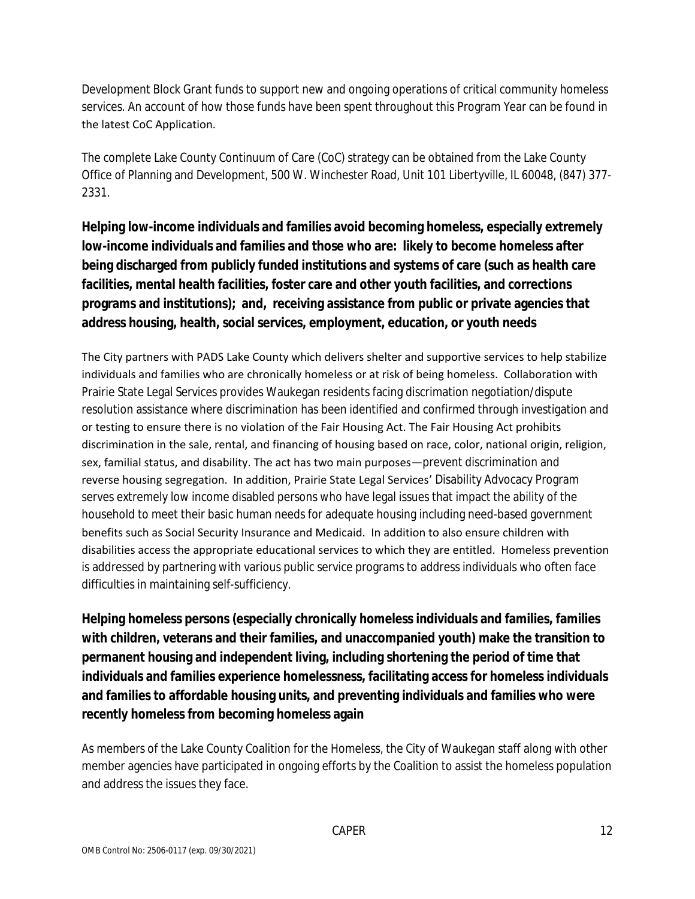Development Block Grant funds to support new and ongoing operations of critical community homeless services. An account of how those funds have been spent throughout this Program Year can be found in the latest CoC Application.

The complete Lake County Continuum of Care (CoC) strategy can be obtained from the Lake County Office of Planning and Development, 500 W. Winchester Road, Unit 101 Libertyville, IL 60048, (847) 377-2331.

**Helping low-income individuals and families avoid becoming homeless, especially extremely low-income individuals and families and those who are: likely to become homeless after being discharged from publicly funded institutions and systems of care (such as health care facilities, mental health facilities, foster care and other youth facilities, and corrections programs and institutions); and, receiving assistance from public or private agencies that address housing, health, social services, employment, education, or youth needs**

The City partners with PADS Lake County which delivers shelter and supportive services to help stabilize individuals and families who are chronically homeless or at risk of being homeless. Collaboration with Prairie State Legal Services provides Waukegan residents facing discrimation negotiation/dispute resolution assistance where discrimination has been identified and confirmed through investigation and or testing to ensure there is no violation of the Fair Housing Act. The Fair Housing Act prohibits discrimination in the sale, rental, and financing of housing based on race, color, national origin, religion, sex, familial status, and disability. The act has two main purposes—prevent discrimination and reverse housing segregation. In addition, Prairie State Legal Services' Disability Advocacy Program serves extremely low income disabled persons who have legal issues that impact the ability of the household to meet their basic human needs for adequate housing including need-based government benefits such as Social Security Insurance and Medicaid. In addition to also ensure children with disabilities access the appropriate educational services to which they are entitled. Homeless prevention is addressed by partnering with various public service programs to address individuals who often face difficulties in maintaining self-sufficiency.

**Helping homeless persons (especially chronically homeless individuals and families, families with children, veterans and their families, and unaccompanied youth) make the transition to permanent housing and independent living, including shortening the period of time that individuals and families experience homelessness, facilitating access for homeless individuals and families to affordable housing units, and preventing individuals and families who were recently homeless from becoming homeless again**

As members of the Lake County Coalition for the Homeless, the City of Waukegan staff along with other member agencies have participated in ongoing efforts by the Coalition to assist the homeless population and address the issues they face.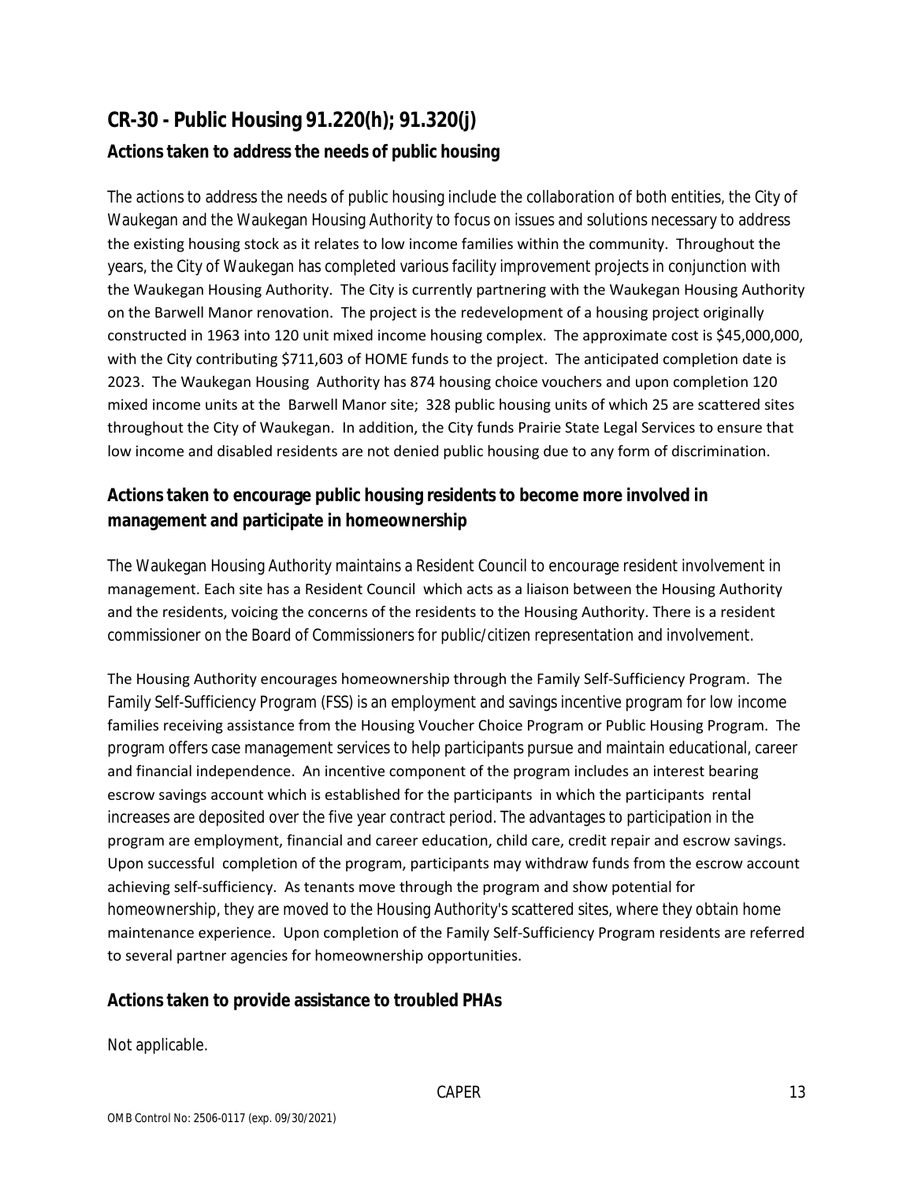## CR-30 - Public Housing 91.220(h); 91.320(j)

### Actions taken to address the needs of public housing

The actions to address the needs of public housing include the collaboration of both entities, the City of Waukegan and the Waukegan Housing Authority to focus on issues and solutions necessary to address the existing housing stock as it relates to low income families within the community. Throughout the years, the City of Waukegan has completed various facility improvement projects in conjunction with the Waukegan Housing Authority. The City is currently partnering with the Waukegan Housing Authority on the Barwell Manor renovation. The project is the redevelopment of a housing project originally constructed in 1963 into 120 unit mixed income housing complex. The approximate cost is $45,000,000, with the City contributing $711,603 of HOME funds to the project. The anticipated completion date is 2023. The Waukegan Housing Authority has 874 housing choice vouchers and upon completion 120 mixed income units at the Barwell Manor site; 328 public housing units of which 25 are scattered sites throughout the City of Waukegan. In addition, the City funds Prairie State Legal Services to ensure that low income and disabled residents are not denied public housing due to any form of discrimination.

### Actions taken to encourage public housing residents to become more involved in management and participate in homeownership

The Waukegan Housing Authority maintains a Resident Council to encourage resident involvement in management. Each site has a Resident Council which acts as a liaison between the Housing Authority and the residents, voicing the concerns of the residents to the Housing Authority. There is a resident commissioner on the Board of Commissioners for public/citizen representation and involvement.

The Housing Authority encourages homeownership through the Family Self-Sufficiency Program. The Family Self-Sufficiency Program (FSS) is an employment and savings incentive program for low income families receiving assistance from the Housing Voucher Choice Program or Public Housing Program. The program offers case management services to help participants pursue and maintain educational, career and financial independence. An incentive component of the program includes an interest bearing escrow savings account which is established for the participants in which the participants rental increases are deposited over the five year contract period. The advantages to participation in the program are employment, financial and career education, child care, credit repair and escrow savings. Upon successful completion of the program, participants may withdraw funds from the escrow account achieving self-sufficiency. As tenants move through the program and show potential for homeownership, they are moved to the Housing Authority's scattered sites, where they obtain home maintenance experience. Upon completion of the Family Self-Sufficiency Program residents are referred to several partner agencies for homeownership opportunities.

### Actions taken to provide assistance to troubled PHAs

Not applicable.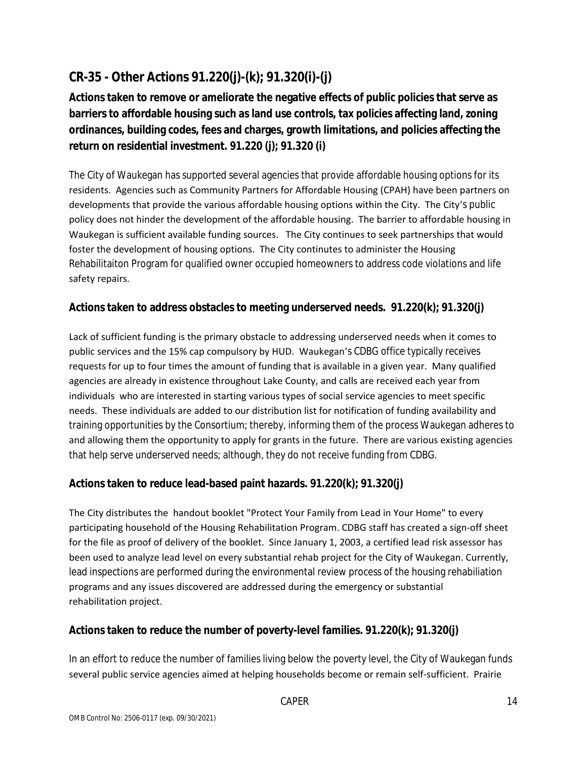## CR-35 - Other Actions 91.220(j)-(k); 91.320(i)-(j)

**Actions taken to remove or ameliorate the negative effects of public policies that serve as barriers to affordable housing such as land use controls, tax policies affecting land, zoning ordinances, building codes, fees and charges, growth limitations, and policies affecting the return on residential investment. 91.220 (j); 91.320 (i)**

The City of Waukegan has supported several agencies that provide affordable housing options for its residents. Agencies such as Community Partners for Affordable Housing (CPAH) have been partners on developments that provide the various affordable housing options within the City. The City's public policy does not hinder the development of the affordable housing. The barrier to affordable housing in Waukegan is sufficient available funding sources. The City continues to seek partnerships that would foster the development of housing options. The City contintutes to administer the Housing Rehabilitaiton Program for qualified owner occupied homeowners to address code violations and life safety repairs.

**Actions taken to address obstacles to meeting underserved needs. 91.220(k); 91.320(j)**

Lack of sufficient funding is the primary obstacle to addressing underserved needs when it comes to public services and the 15% cap compulsory by HUD. Waukegan's CDBG office typically receives requests for up to four times the amount of funding that is available in a given year. Many qualified agencies are already in existence throughout Lake County, and calls are received each year from individuals who are interested in starting various types of social service agencies to meet specific needs. These individuals are added to our distribution list for notification of funding availability and training opportunities by the Consortium; thereby, informing them of the process Waukegan adheres to and allowing them the opportunity to apply for grants in the future. There are various existing agencies that help serve underserved needs; although, they do not receive funding from CDBG.

**Actions taken to reduce lead-based paint hazards. 91.220(k); 91.320(j)**

The City distributes the handout booklet "Protect Your Family from Lead in Your Home" to every participating household of the Housing Rehabilitation Program. CDBG staff has created a sign-off sheet for the file as proof of delivery of the booklet. Since January 1, 2003, a certified lead risk assessor has been used to analyze lead level on every substantial rehab project for the City of Waukegan. Currently, lead inspections are performed during the environmental review process of the housing rehabiliation programs and any issues discovered are addressed during the emergency or substantial rehabilitation project.

**Actions taken to reduce the number of poverty-level families. 91.220(k); 91.320(j)**

In an effort to reduce the number of families living below the poverty level, the City of Waukegan funds several public service agencies aimed at helping households become or remain self-sufficient. Prairie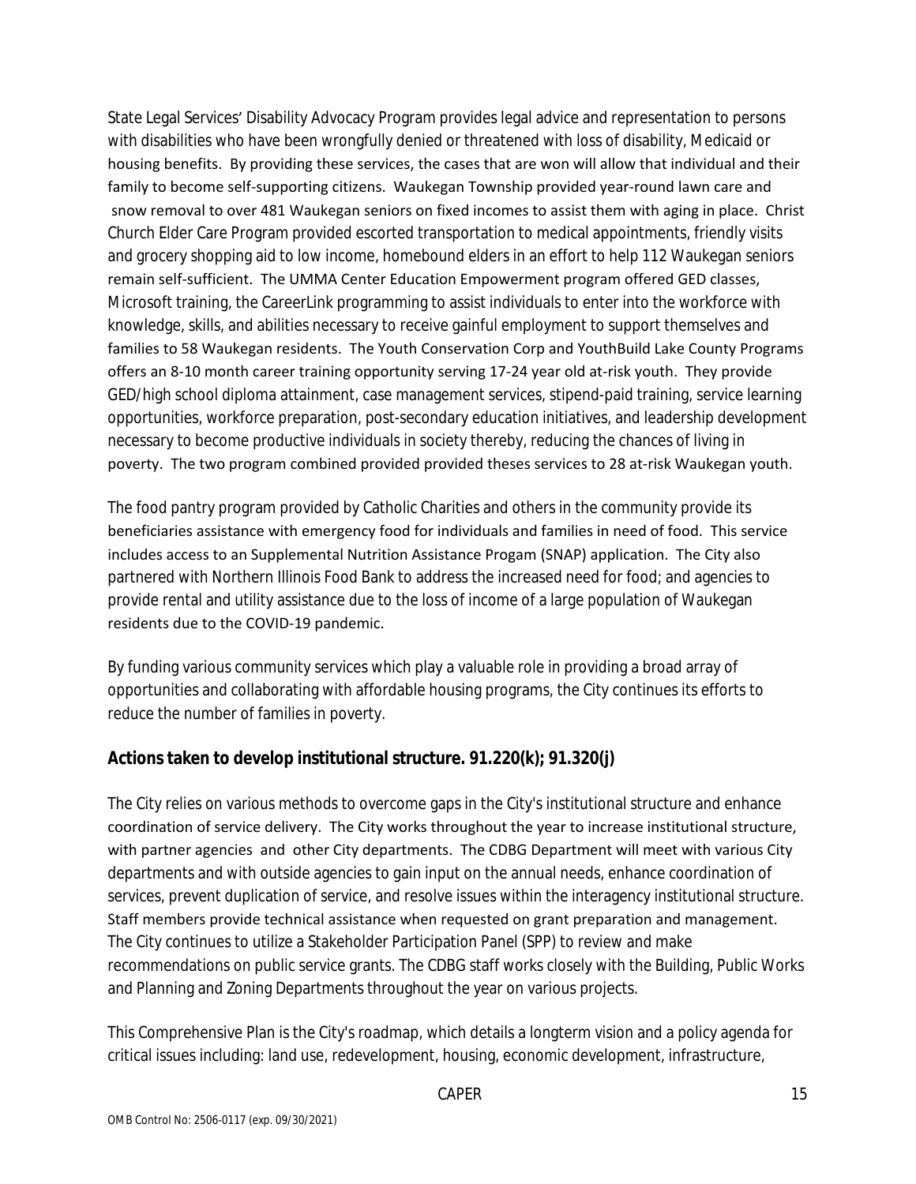State Legal Services' Disability Advocacy Program provides legal advice and representation to persons with disabilities who have been wrongfully denied or threatened with loss of disability, Medicaid or housing benefits. By providing these services, the cases that are won will allow that individual and their family to become self-supporting citizens. Waukegan Township provided year-round lawn care and snow removal to over 481 Waukegan seniors on fixed incomes to assist them with aging in place. Christ Church Elder Care Program provided escorted transportation to medical appointments, friendly visits and grocery shopping aid to low income, homebound elders in an effort to help 112 Waukegan seniors remain self-sufficient. The UMMA Center Education Empowerment program offered GED classes, Microsoft training, the CareerLink programming to assist individuals to enter into the workforce with knowledge, skills, and abilities necessary to receive gainful employment to support themselves and families to 58 Waukegan residents. The Youth Conservation Corp and YouthBuild Lake County Programs offers an 8-10 month career training opportunity serving 17-24 year old at-risk youth. They provide GED/high school diploma attainment, case management services, stipend-paid training, service learning opportunities, workforce preparation, post-secondary education initiatives, and leadership development necessary to become productive individuals in society thereby, reducing the chances of living in poverty. The two program combined provided provided theses services to 28 at-risk Waukegan youth.

The food pantry program provided by Catholic Charities and others in the community provide its beneficiaries assistance with emergency food for individuals and families in need of food. This service includes access to an Supplemental Nutrition Assistance Progam (SNAP) application. The City also partnered with Northern Illinois Food Bank to address the increased need for food; and agencies to provide rental and utility assistance due to the loss of income of a large population of Waukegan residents due to the COVID-19 pandemic.

By funding various community services which play a valuable role in providing a broad array of opportunities and collaborating with affordable housing programs, the City continues its efforts to reduce the number of families in poverty.

## Actions taken to develop institutional structure. 91.220(k); 91.320(j)

The City relies on various methods to overcome gaps in the City's institutional structure and enhance coordination of service delivery. The City works throughout the year to increase institutional structure, with partner agencies and other City departments. The CDBG Department will meet with various City departments and with outside agencies to gain input on the annual needs, enhance coordination of services, prevent duplication of service, and resolve issues within the interagency institutional structure. Staff members provide technical assistance when requested on grant preparation and management. The City continues to utilize a Stakeholder Participation Panel (SPP) to review and make recommendations on public service grants. The CDBG staff works closely with the Building, Public Works and Planning and Zoning Departments throughout the year on various projects.

This Comprehensive Plan is the City's roadmap, which details a longterm vision and a policy agenda for critical issues including: land use, redevelopment, housing, economic development, infrastructure,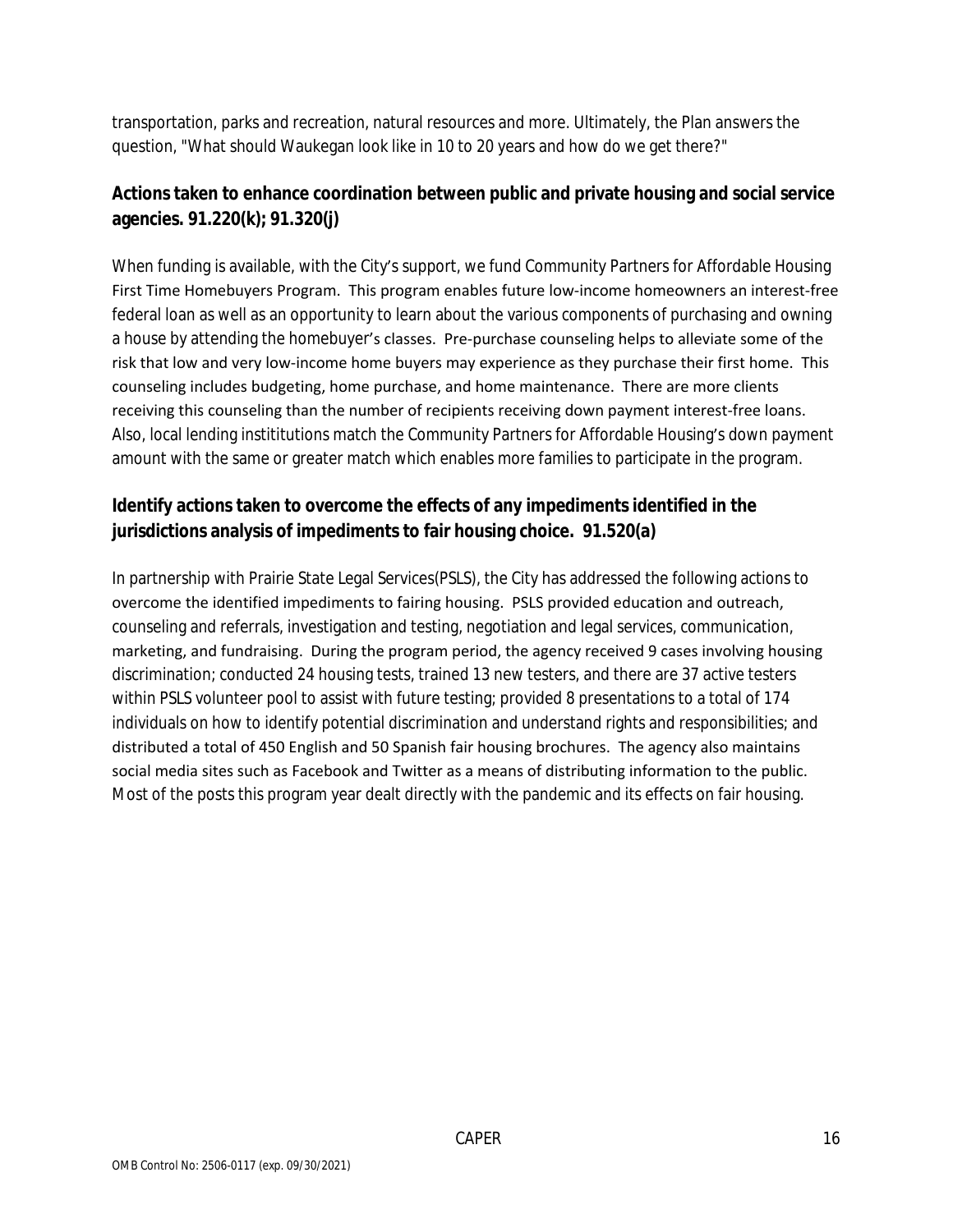transportation, parks and recreation, natural resources and more. Ultimately, the Plan answers the question, "What should Waukegan look like in 10 to 20 years and how do we get there?"

## Actions taken to enhance coordination between public and private housing and social service agencies. 91.220(k); 91.320(j)

When funding is available, with the City's support, we fund Community Partners for Affordable Housing First Time Homebuyers Program. This program enables future low-income homeowners an interest-free federal loan as well as an opportunity to learn about the various components of purchasing and owning a house by attending the homebuyer's classes. Pre-purchase counseling helps to alleviate some of the risk that low and very low-income home buyers may experience as they purchase their first home. This counseling includes budgeting, home purchase, and home maintenance. There are more clients receiving this counseling than the number of recipients receiving down payment interest-free loans. Also, local lending instititutions match the Community Partners for Affordable Housing's down payment amount with the same or greater match which enables more families to participate in the program.

## Identify actions taken to overcome the effects of any impediments identified in the jurisdictions analysis of impediments to fair housing choice. 91.520(a)

In partnership with Prairie State Legal Services(PSLS), the City has addressed the following actions to overcome the identified impediments to fairing housing. PSLS provided education and outreach, counseling and referrals, investigation and testing, negotiation and legal services, communication, marketing, and fundraising. During the program period, the agency received 9 cases involving housing discrimination; conducted 24 housing tests, trained 13 new testers, and there are 37 active testers within PSLS volunteer pool to assist with future testing; provided 8 presentations to a total of 174 individuals on how to identify potential discrimination and understand rights and responsibilities; and distributed a total of 450 English and 50 Spanish fair housing brochures. The agency also maintains social media sites such as Facebook and Twitter as a means of distributing information to the public. Most of the posts this program year dealt directly with the pandemic and its effects on fair housing.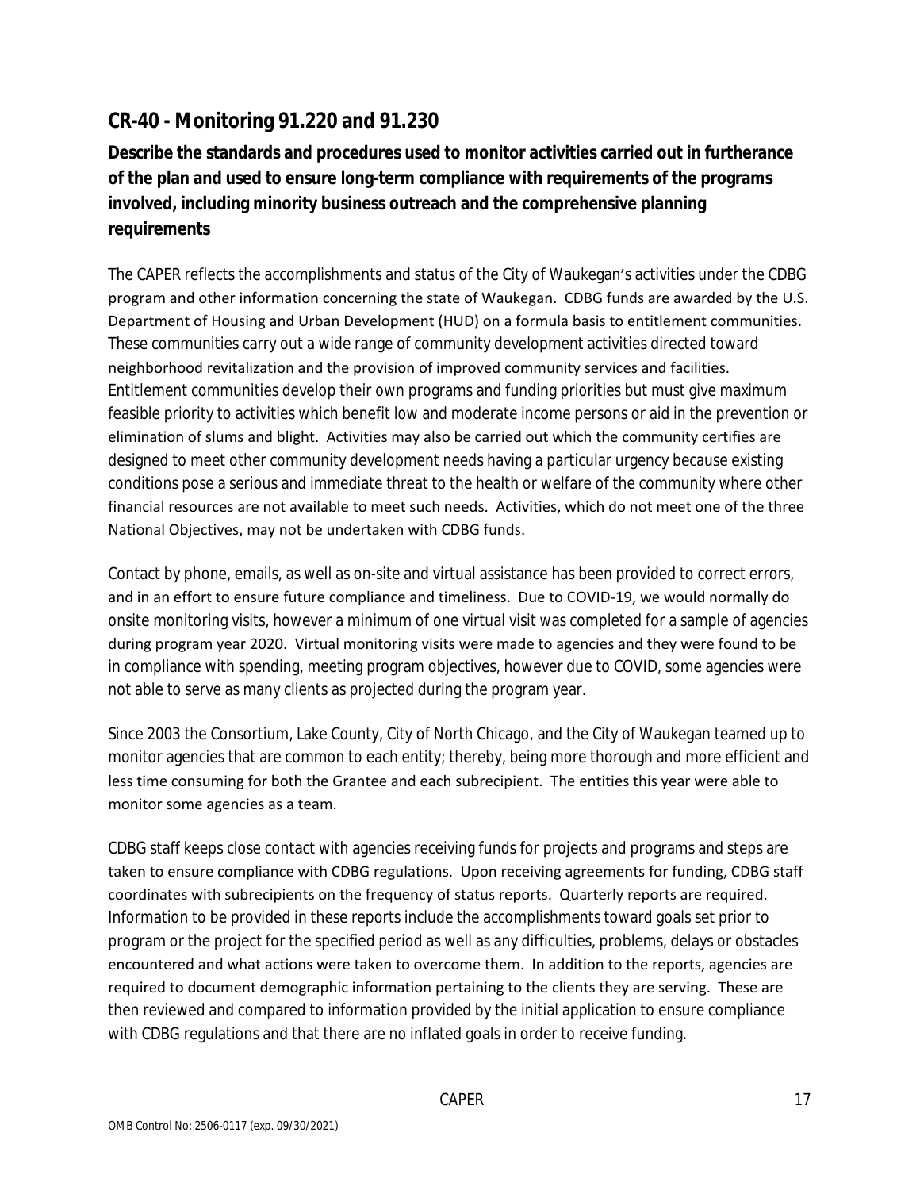## CR-40 - Monitoring 91.220 and 91.230

**Describe the standards and procedures used to monitor activities carried out in furtherance of the plan and used to ensure long-term compliance with requirements of the programs involved, including minority business outreach and the comprehensive planning requirements**

The CAPER reflects the accomplishments and status of the City of Waukegan's activities under the CDBG program and other information concerning the state of Waukegan. CDBG funds are awarded by the U.S. Department of Housing and Urban Development (HUD) on a formula basis to entitlement communities. These communities carry out a wide range of community development activities directed toward neighborhood revitalization and the provision of improved community services and facilities. Entitlement communities develop their own programs and funding priorities but must give maximum feasible priority to activities which benefit low and moderate income persons or aid in the prevention or elimination of slums and blight. Activities may also be carried out which the community certifies are designed to meet other community development needs having a particular urgency because existing conditions pose a serious and immediate threat to the health or welfare of the community where other financial resources are not available to meet such needs. Activities, which do not meet one of the three National Objectives, may not be undertaken with CDBG funds.

Contact by phone, emails, as well as on-site and virtual assistance has been provided to correct errors, and in an effort to ensure future compliance and timeliness. Due to COVID-19, we would normally do onsite monitoring visits, however a minimum of one virtual visit was completed for a sample of agencies during program year 2020. Virtual monitoring visits were made to agencies and they were found to be in compliance with spending, meeting program objectives, however due to COVID, some agencies were not able to serve as many clients as projected during the program year.

Since 2003 the Consortium, Lake County, City of North Chicago, and the City of Waukegan teamed up to monitor agencies that are common to each entity; thereby, being more thorough and more efficient and less time consuming for both the Grantee and each subrecipient. The entities this year were able to monitor some agencies as a team.

CDBG staff keeps close contact with agencies receiving funds for projects and programs and steps are taken to ensure compliance with CDBG regulations. Upon receiving agreements for funding, CDBG staff coordinates with subrecipients on the frequency of status reports. Quarterly reports are required. Information to be provided in these reports include the accomplishments toward goals set prior to program or the project for the specified period as well as any difficulties, problems, delays or obstacles encountered and what actions were taken to overcome them. In addition to the reports, agencies are required to document demographic information pertaining to the clients they are serving. These are then reviewed and compared to information provided by the initial application to ensure compliance with CDBG regulations and that there are no inflated goals in order to receive funding.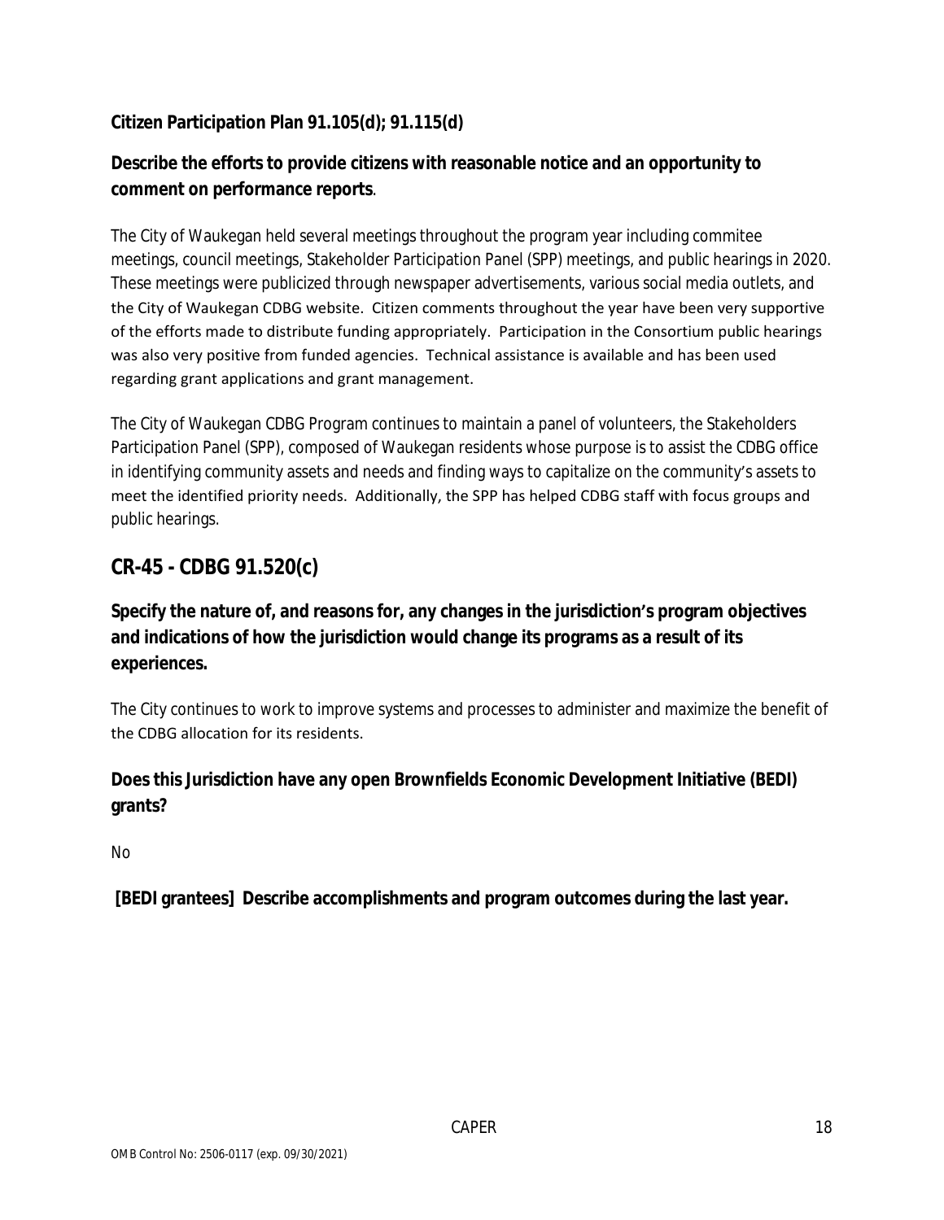**Citizen Participation Plan 91.105(d); 91.115(d)**

**Describe the efforts to provide citizens with reasonable notice and an opportunity to comment on performance reports**.

The City of Waukegan held several meetings throughout the program year including commitee meetings, council meetings, Stakeholder Participation Panel (SPP) meetings, and public hearings in 2020. These meetings were publicized through newspaper advertisements, various social media outlets, and the City of Waukegan CDBG website. Citizen comments throughout the year have been very supportive of the efforts made to distribute funding appropriately. Participation in the Consortium public hearings was also very positive from funded agencies. Technical assistance is available and has been used regarding grant applications and grant management.

The City of Waukegan CDBG Program continues to maintain a panel of volunteers, the Stakeholders Participation Panel (SPP), composed of Waukegan residents whose purpose is to assist the CDBG office in identifying community assets and needs and finding ways to capitalize on the community's assets to meet the identified priority needs. Additionally, the SPP has helped CDBG staff with focus groups and public hearings.

## CR-45 - CDBG 91.520(c)

**Specify the nature of, and reasons for, any changes in the jurisdiction's program objectives and indications of how the jurisdiction would change its programs as a result of its experiences.**

The City continues to work to improve systems and processes to administer and maximize the benefit of the CDBG allocation for its residents.

**Does this Jurisdiction have any open Brownfields Economic Development Initiative (BEDI) grants?**

No

**[BEDI grantees] Describe accomplishments and program outcomes during the last year.**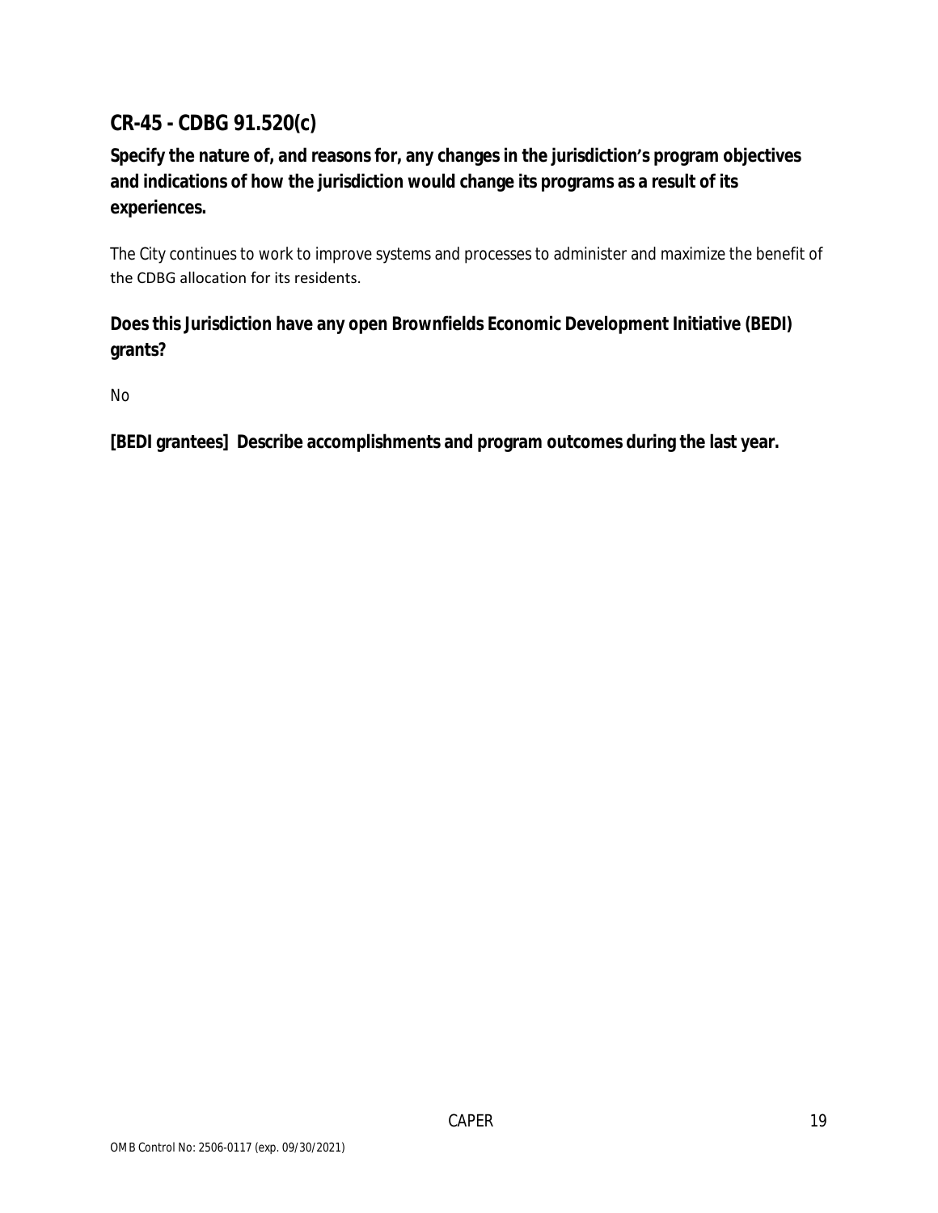## CR-45 - CDBG 91.520(c)

**Specify the nature of, and reasons for, any changes in the jurisdiction's program objectives and indications of how the jurisdiction would change its programs as a result of its experiences.**

The City continues to work to improve systems and processes to administer and maximize the benefit of the CDBG allocation for its residents.

**Does this Jurisdiction have any open Brownfields Economic Development Initiative (BEDI) grants?**

No

**[BEDI grantees] Describe accomplishments and program outcomes during the last year.**